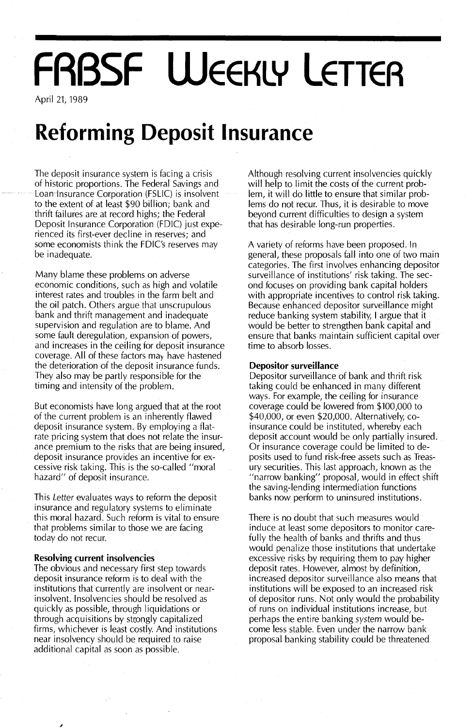# FRBSF WEEKLY LETTER

April 21, 1989

# Reforming Deposit Insurance

The deposit insurance system is facing a crisis of historic proportions. The Federal Savings and Loan Insurance Corporation (FSLIC) is insolvent to the extent of at least $90 billion; bank and thrift failures are at record highs; the Federal Deposit Insurance Corporation (FDIC) just experienced its first-ever decline in reserves; and some economists think the FDIC's reserves may be inadequate.

Many blame these problems on adverse economic conditions, such as high and volatile interest rates and troubles in the farm belt and the oil patch. Others argue that unscrupulous bank and thrift management and inadequate supervision and regulation are to blame. And some fault deregulation, expansion of powers, and increases in the ceiling for deposit insurance coverage. All of these factors may have hastened the deterioration of the deposit insurance funds. They also may be partly responsible for the timing and intensity of the problem.

But economists have long argued that at the root of the current problem is an inherently flawed deposit insurance system. By employing a flat-rate pricing system that does not relate the insurance premium to the risks that are being insured, deposit insurance provides an incentive for excessive risk taking. This is the so-called "moral hazard" of deposit insurance.

This *Letter* evaluates ways to reform the deposit insurance and regulatory systems to eliminate this moral hazard. Such reform is vital to ensure that problems similar to those we are facing today do not recur.

### Resolving current insolvencies

The obvious and necessary first step towards deposit insurance reform is to deal with the institutions that currently are insolvent or near-insolvent. Insolvencies should be resolved as quickly as possible, through liquidations or through acquisitions by strongly capitalized firms, whichever is least costly. And institutions near insolvency should be required to raise additional capital as soon as possible.

Although resolving current insolvencies quickly will help to limit the costs of the current problem, it will do little to ensure that similar problems do not recur. Thus, it is desirable to move beyond current difficulties to design a system that has desirable long-run properties.

A variety of reforms have been proposed. In general, these proposals fall into one of two main categories. The first involves enhancing depositor surveillance of institutions' risk taking. The second focuses on providing bank capital holders with appropriate incentives to control risk taking. Because enhanced depositor surveillance might reduce banking system stability, I argue that it would be better to strengthen bank capital and ensure that banks maintain sufficient capital over time to absorb losses.

### Depositor surveillance

Depositor surveillance of bank and thrift risk taking could be enhanced in many different ways. For example, the ceiling for insurance coverage could be lowered from $100,000 to $40,000, or even $20,000. Alternatively, co-insurance could be instituted, whereby each deposit account would be only partially insured. Or insurance coverage could be limited to deposits used to fund risk-free assets such as Treasury securities. This last approach, known as the "narrow banking" proposal, would in effect shift the saving-lending intermediation functions banks now perform to uninsured institutions.

There is no doubt that such measures would induce at least some depositors to monitor carefully the health of banks and thrifts and thus would penalize those institutions that undertake excessive risks by requiring them to pay higher deposit rates. However, almost by definition, increased depositor surveillance also means that institutions will be exposed to an increased risk of depositor runs. Not only would the probability of runs on individual institutions increase, but perhaps the entire banking *system* would become less stable. Even under the narrow bank proposal banking stability could be threatened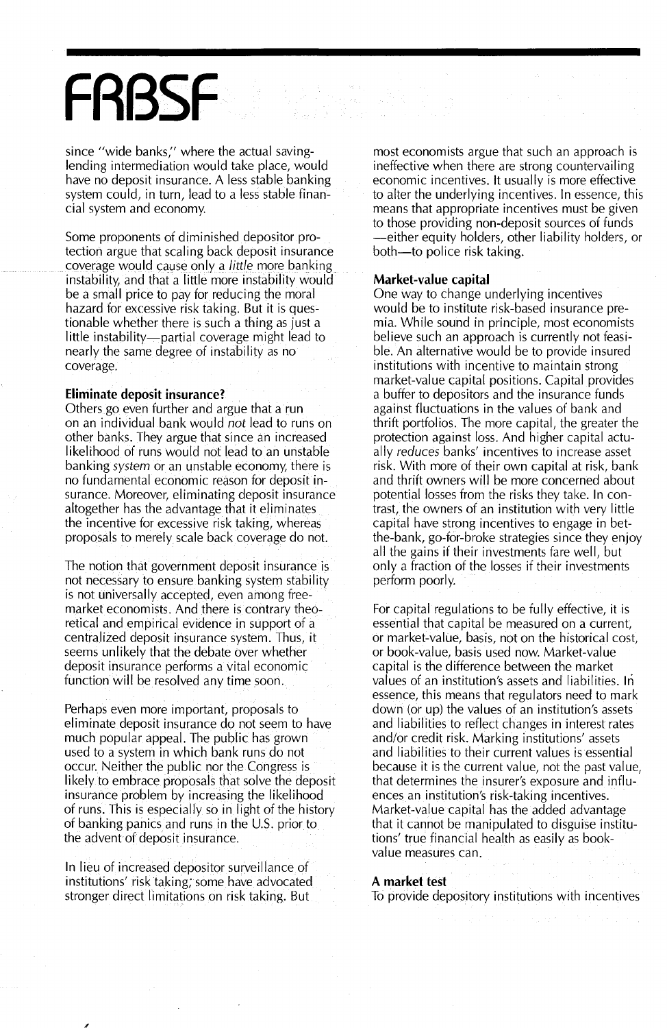since "wide banks," where the actual saving-lending intermediation would take place, would have no deposit insurance. A less stable banking system could, in turn, lead to a less stable financial system and economy.

Some proponents of diminished depositor protection argue that scaling back deposit insurance coverage would cause only a *little* more banking instability, and that a little more instability would be a small price to pay for reducing the moral hazard for excessive risk taking. But it is questionable whether there is such a thing as just a little instability—partial coverage might lead to nearly the same degree of instability as no coverage.

### Eliminate deposit insurance?

Others go even further and argue that a run on an individual bank would *not* lead to runs on other banks. They argue that since an increased likelihood of runs would not lead to an unstable banking *system* or an unstable economy, there is no fundamental economic reason for deposit insurance. Moreover, eliminating deposit insurance altogether has the advantage that it eliminates the incentive for excessive risk taking, whereas proposals to merely scale back coverage do not.

The notion that government deposit insurance is not necessary to ensure banking system stability is not universally accepted, even among free-market economists. And there is contrary theoretical and empirical evidence in support of a centralized deposit insurance system. Thus, it seems unlikely that the debate over whether deposit insurance performs a vital economic function will be resolved any time soon.

Perhaps even more important, proposals to eliminate deposit insurance do not seem to have much popular appeal. The public has grown used to a system in which bank runs do not occur. Neither the public nor the Congress is likely to embrace proposals that solve the deposit insurance problem by increasing the likelihood of runs. This is especially so in light of the history of banking panics and runs in the U.S. prior to the advent of deposit insurance.

In lieu of increased depositor surveillance of institutions' risk taking, some have advocated stronger direct limitations on risk taking. But most economists argue that such an approach is ineffective when there are strong countervailing economic incentives. It usually is more effective to alter the underlying incentives. In essence, this means that appropriate incentives must be given to those providing non-deposit sources of funds—either equity holders, other liability holders, or both—to police risk taking.

### Market-value capital

One way to change underlying incentives would be to institute risk-based insurance premia. While sound in principle, most economists believe such an approach is currently not feasible. An alternative would be to provide insured institutions with incentive to maintain strong market-value capital positions. Capital provides a buffer to depositors and the insurance funds against fluctuations in the values of bank and thrift portfolios. The more capital, the greater the protection against loss. And higher capital actually *reduces* banks' incentives to increase asset risk. With more of their own capital at risk, bank and thrift owners will be more concerned about potential losses from the risks they take. In contrast, the owners of an institution with very little capital have strong incentives to engage in bet-the-bank, go-for-broke strategies since they enjoy all the gains if their investments fare well, but only a fraction of the losses if their investments perform poorly.

For capital regulations to be fully effective, it is essential that capital be measured on a current, or market-value, basis, not on the historical cost, or book-value, basis used now. Market-value capital is the difference between the market values of an institution's assets and liabilities. In essence, this means that regulators need to mark down (or up) the values of an institution's assets and liabilities to reflect changes in interest rates and/or credit risk. Marking institutions' assets and liabilities to their current values is essential because it is the current value, not the past value, that determines the insurer's exposure and influences an institution's risk-taking incentives. Market-value capital has the added advantage that it cannot be manipulated to disguise institutions' true financial health as easily as book-value measures can.

### A market test

To provide depository institutions with incentives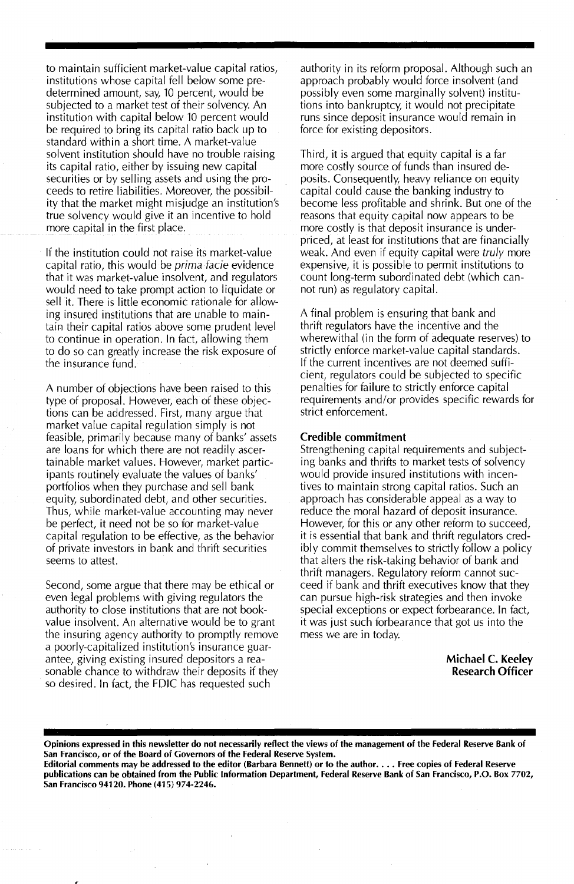to maintain sufficient market-value capital ratios, institutions whose capital fell below some predetermined amount, say, 10 percent, would be subjected to a market test of their solvency. An institution with capital below 10 percent would be required to bring its capital ratio back up to standard within a short time. A market-value solvent institution should have no trouble raising its capital ratio, either by issuing new capital securities or by selling assets and using the proceeds to retire liabilities. Moreover, the possibility that the market might misjudge an institution's true solvency would give it an incentive to hold more capital in the first place.

If the institution could not raise its market-value capital ratio, this would be *prima facie* evidence that it was market-value insolvent, and regulators would need to take prompt action to liquidate or sell it. There is little economic rationale for allowing insured institutions that are unable to maintain their capital ratios above some prudent level to continue in operation. In fact, allowing them to do so can greatly increase the risk exposure of the insurance fund.

A number of objections have been raised to this type of proposal. However, each of these objections can be addressed. First, many argue that market value capital regulation simply is not feasible, primarily because many of banks' assets are loans for which there are not readily ascertainable market values. However, market participants routinely evaluate the values of banks' portfolios when they purchase and sell bank equity, subordinated debt, and other securities. Thus, while market-value accounting may never be perfect, it need not be so for market-value capital regulation to be effective, as the behavior of private investors in bank and thrift securities seems to attest.

Second, some argue that there may be ethical or even legal problems with giving regulators the authority to close institutions that are not book-value insolvent. An alternative would be to grant the insuring agency authority to promptly remove a poorly-capitalized institution's insurance guarantee, giving existing insured depositors a reasonable chance to withdraw their deposits if they so desired. In fact, the FDIC has requested such authority in its reform proposal. Although such an approach probably would force insolvent (and possibly even some marginally solvent) institutions into bankruptcy, it would not precipitate runs since deposit insurance would remain in force for existing depositors.

Third, it is argued that equity capital is a far more costly source of funds than insured deposits. Consequently, heavy reliance on equity capital could cause the banking industry to become less profitable and shrink. But one of the reasons that equity capital now appears to be more costly is that deposit insurance is underpriced, at least for institutions that are financially weak. And even if equity capital were *truly* more expensive, it is possible to permit institutions to count long-term subordinated debt (which cannot run) as regulatory capital.

A final problem is ensuring that bank and thrift regulators have the incentive and the wherewithal (in the form of adequate reserves) to strictly enforce market-value capital standards. If the current incentives are not deemed sufficient, regulators could be subjected to specific penalties for failure to strictly enforce capital requirements and/or provides specific rewards for strict enforcement.

## Credible commitment

Strengthening capital requirements and subjecting banks and thrifts to market tests of solvency would provide insured institutions with incentives to maintain strong capital ratios. Such an approach has considerable appeal as a way to reduce the moral hazard of deposit insurance. However, for this or any other reform to succeed, it is essential that bank and thrift regulators credibly commit themselves to strictly follow a policy that alters the risk-taking behavior of bank and thrift managers. Regulatory reform cannot succeed if bank and thrift executives know that they can pursue high-risk strategies and then invoke special exceptions or expect forbearance. In fact, it was just such forbearance that got us into the mess we are in today.

**Michael C. Keeley**
**Research Officer**

**Opinions expressed in this newsletter do not necessarily reflect the views of the management of the Federal Reserve Bank of San Francisco, or of the Board of Governors of the Federal Reserve System.**
**Editorial comments may be addressed to the editor (Barbara Bennett) or to the author. . . . Free copies of Federal Reserve publications can be obtained from the Public Information Department, Federal Reserve Bank of San Francisco, P.O. Box 7702, San Francisco 94120. Phone (415) 974-2246.**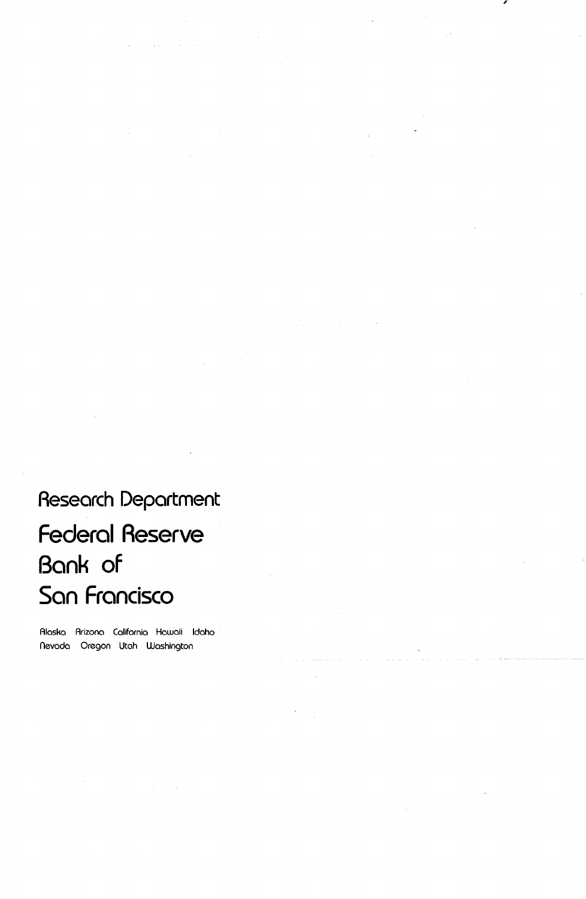Research Department

# Federal Reserve Bank of San Francisco

Alaska Arizona California Hawaii Idaho
Nevada Oregon Utah Washington